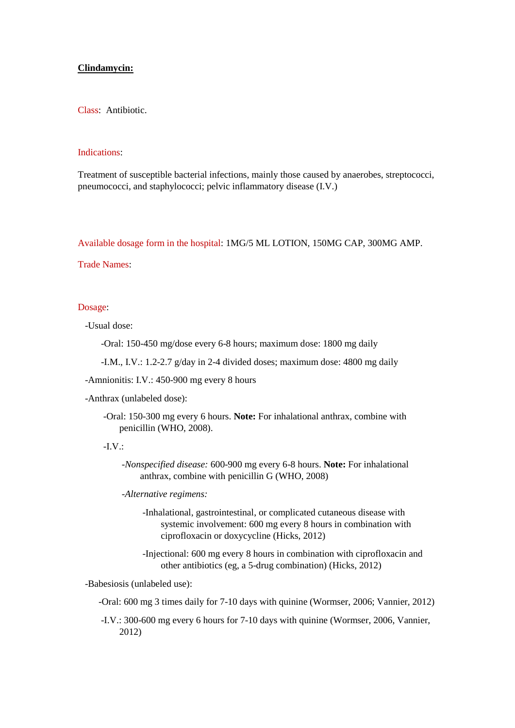**Clindamycin:**

Class: Antibiotic.

Indications:

Treatment of susceptible bacterial infections, mainly those caused by anaerobes, streptococci, pneumococci, and staphylococci; pelvic inflammatory disease (I.V.)

Available dosage form in the hospital: 1MG/5 ML LOTION, 150MG CAP, 300MG AMP.

Trade Names:

Dosage:

- Usual dose:
  - Oral: 150-450 mg/dose every 6-8 hours; maximum dose: 1800 mg daily
  - I.M., I.V.: 1.2-2.7 g/day in 2-4 divided doses; maximum dose: 4800 mg daily
- Amnionitis: I.V.: 450-900 mg every 8 hours
- Anthrax (unlabeled dose):
  - Oral: 150-300 mg every 6 hours. **Note:** For inhalational anthrax, combine with penicillin (WHO, 2008).
  - I.V.:
    - *Nonspecified disease:* 600-900 mg every 6-8 hours. **Note:** For inhalational anthrax, combine with penicillin G (WHO, 2008)
    - *Alternative regimens:*
      - Inhalational, gastrointestinal, or complicated cutaneous disease with systemic involvement: 600 mg every 8 hours in combination with ciprofloxacin or doxycycline (Hicks, 2012)
      - Injectional: 600 mg every 8 hours in combination with ciprofloxacin and other antibiotics (eg, a 5-drug combination) (Hicks, 2012)
- Babesiosis (unlabeled use):
  - Oral: 600 mg 3 times daily for 7-10 days with quinine (Wormser, 2006; Vannier, 2012)
  - I.V.: 300-600 mg every 6 hours for 7-10 days with quinine (Wormser, 2006, Vannier, 2012)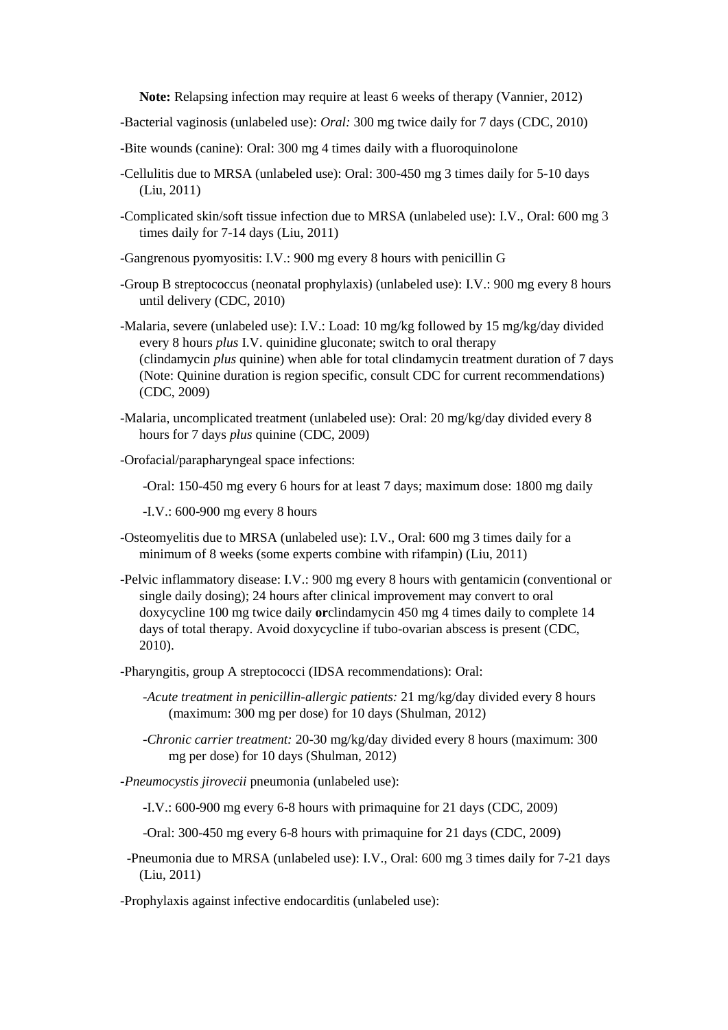**Note:** Relapsing infection may require at least 6 weeks of therapy (Vannier, 2012)

-Bacterial vaginosis (unlabeled use): *Oral:* 300 mg twice daily for 7 days (CDC, 2010)

-Bite wounds (canine): Oral: 300 mg 4 times daily with a fluoroquinolone

-Cellulitis due to MRSA (unlabeled use): Oral: 300-450 mg 3 times daily for 5-10 days (Liu, 2011)

-Complicated skin/soft tissue infection due to MRSA (unlabeled use): I.V., Oral: 600 mg 3 times daily for 7-14 days (Liu, 2011)

-Gangrenous pyomyositis: I.V.: 900 mg every 8 hours with penicillin G

-Group B streptococcus (neonatal prophylaxis) (unlabeled use): I.V.: 900 mg every 8 hours until delivery (CDC, 2010)

-Malaria, severe (unlabeled use): I.V.: Load: 10 mg/kg followed by 15 mg/kg/day divided every 8 hours *plus* I.V. quinidine gluconate; switch to oral therapy (clindamycin *plus* quinine) when able for total clindamycin treatment duration of 7 days (Note: Quinine duration is region specific, consult CDC for current recommendations) (CDC, 2009)

-Malaria, uncomplicated treatment (unlabeled use): Oral: 20 mg/kg/day divided every 8 hours for 7 days *plus* quinine (CDC, 2009)

-Orofacial/parapharyngeal space infections:

-Oral: 150-450 mg every 6 hours for at least 7 days; maximum dose: 1800 mg daily

-I.V.: 600-900 mg every 8 hours

-Osteomyelitis due to MRSA (unlabeled use): I.V., Oral: 600 mg 3 times daily for a minimum of 8 weeks (some experts combine with rifampin) (Liu, 2011)

-Pelvic inflammatory disease: I.V.: 900 mg every 8 hours with gentamicin (conventional or single daily dosing); 24 hours after clinical improvement may convert to oral doxycycline 100 mg twice daily **or**clindamycin 450 mg 4 times daily to complete 14 days of total therapy. Avoid doxycycline if tubo-ovarian abscess is present (CDC, 2010).

-Pharyngitis, group A streptococci (IDSA recommendations): Oral:

-*Acute treatment in penicillin-allergic patients:* 21 mg/kg/day divided every 8 hours (maximum: 300 mg per dose) for 10 days (Shulman, 2012)

-*Chronic carrier treatment:* 20-30 mg/kg/day divided every 8 hours (maximum: 300 mg per dose) for 10 days (Shulman, 2012)

-*Pneumocystis jirovecii* pneumonia (unlabeled use):

-I.V.: 600-900 mg every 6-8 hours with primaquine for 21 days (CDC, 2009)

-Oral: 300-450 mg every 6-8 hours with primaquine for 21 days (CDC, 2009)

-Pneumonia due to MRSA (unlabeled use): I.V., Oral: 600 mg 3 times daily for 7-21 days (Liu, 2011)

-Prophylaxis against infective endocarditis (unlabeled use):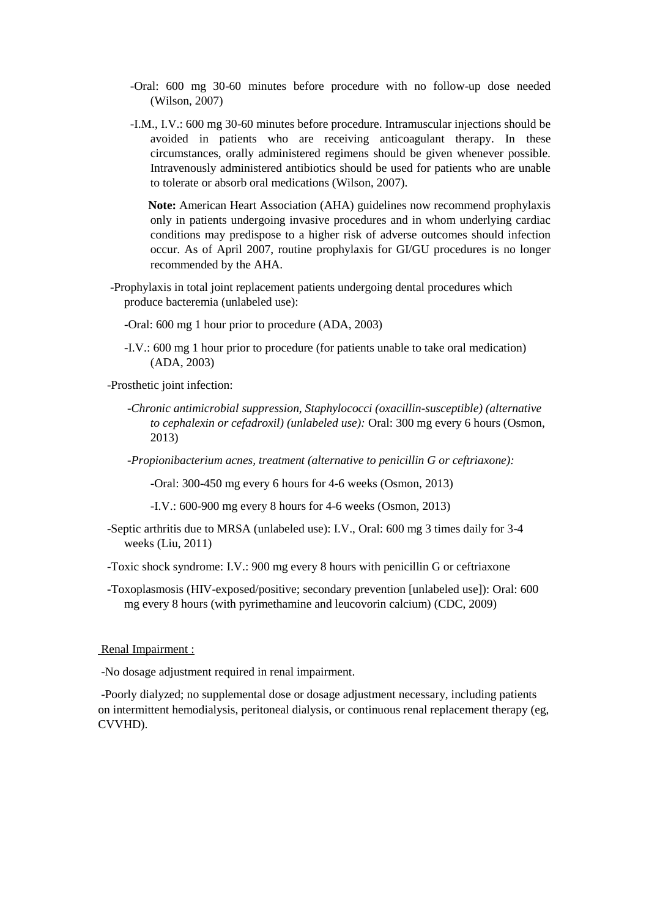- Oral: 600 mg 30-60 minutes before procedure with no follow-up dose needed (Wilson, 2007)
- I.M., I.V.: 600 mg 30-60 minutes before procedure. Intramuscular injections should be avoided in patients who are receiving anticoagulant therapy. In these circumstances, orally administered regimens should be given whenever possible. Intravenously administered antibiotics should be used for patients who are unable to tolerate or absorb oral medications (Wilson, 2007).

  **Note:** American Heart Association (AHA) guidelines now recommend prophylaxis only in patients undergoing invasive procedures and in whom underlying cardiac conditions may predispose to a higher risk of adverse outcomes should infection occur. As of April 2007, routine prophylaxis for GI/GU procedures is no longer recommended by the AHA.

-Prophylaxis in total joint replacement patients undergoing dental procedures which produce bacteremia (unlabeled use):

- Oral: 600 mg 1 hour prior to procedure (ADA, 2003)
- I.V.: 600 mg 1 hour prior to procedure (for patients unable to take oral medication) (ADA, 2003)

-Prosthetic joint infection:

- *Chronic antimicrobial suppression, Staphylococci (oxacillin-susceptible) (alternative to cephalexin or cefadroxil) (unlabeled use):* Oral: 300 mg every 6 hours (Osmon, 2013)
- *Propionibacterium acnes, treatment (alternative to penicillin G or ceftriaxone):*
  - Oral: 300-450 mg every 6 hours for 4-6 weeks (Osmon, 2013)
  - I.V.: 600-900 mg every 8 hours for 4-6 weeks (Osmon, 2013)

-Septic arthritis due to MRSA (unlabeled use): I.V., Oral: 600 mg 3 times daily for 3-4 weeks (Liu, 2011)

-Toxic shock syndrome: I.V.: 900 mg every 8 hours with penicillin G or ceftriaxone

-Toxoplasmosis (HIV-exposed/positive; secondary prevention [unlabeled use]): Oral: 600 mg every 8 hours (with pyrimethamine and leucovorin calcium) (CDC, 2009)

Renal Impairment :

-No dosage adjustment required in renal impairment.

-Poorly dialyzed; no supplemental dose or dosage adjustment necessary, including patients on intermittent hemodialysis, peritoneal dialysis, or continuous renal replacement therapy (eg, CVVHD).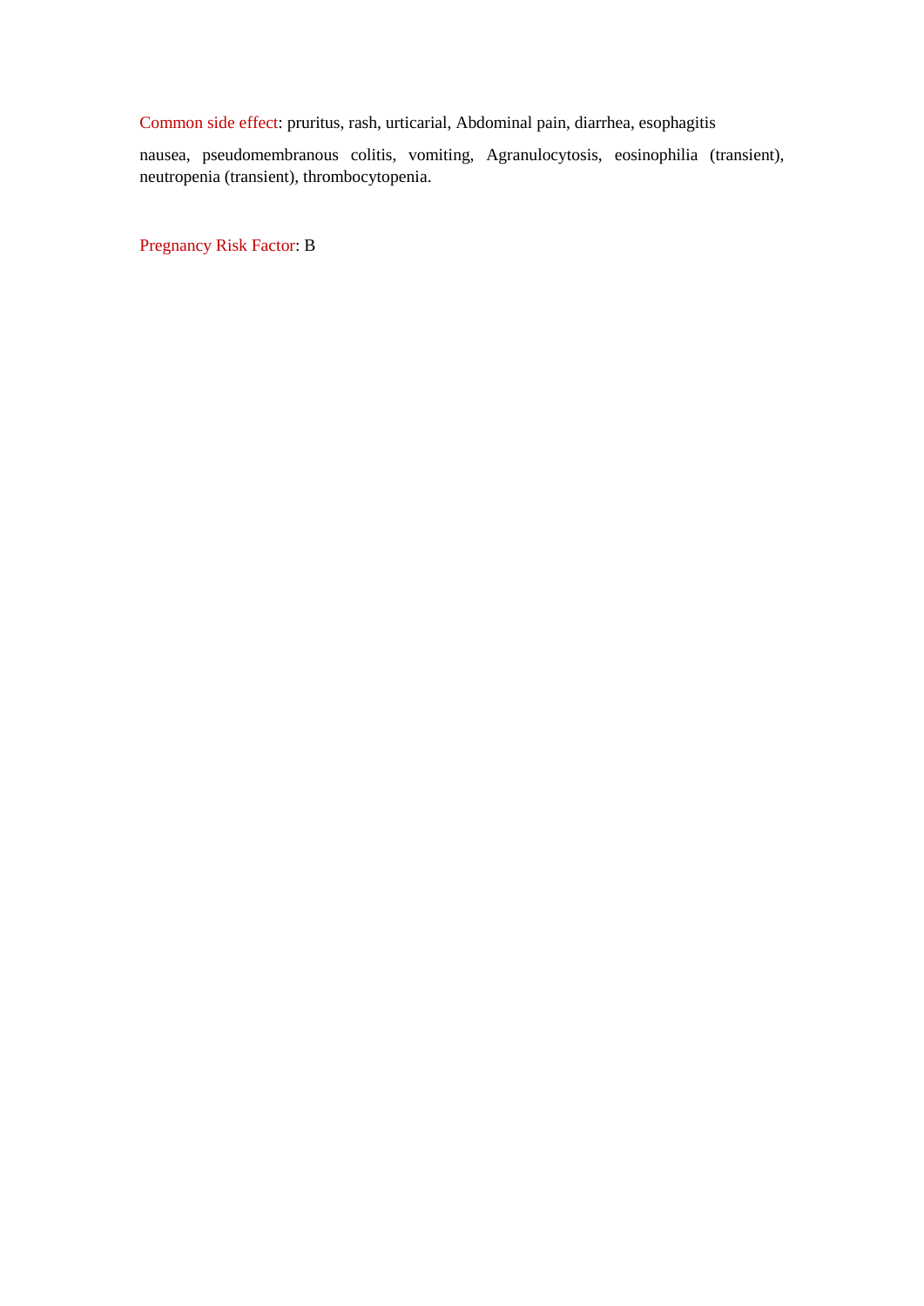Common side effect: pruritus, rash, urticarial, Abdominal pain, diarrhea, esophagitis

nausea, pseudomembranous colitis, vomiting, Agranulocytosis, eosinophilia (transient), neutropenia (transient), thrombocytopenia.

Pregnancy Risk Factor: B